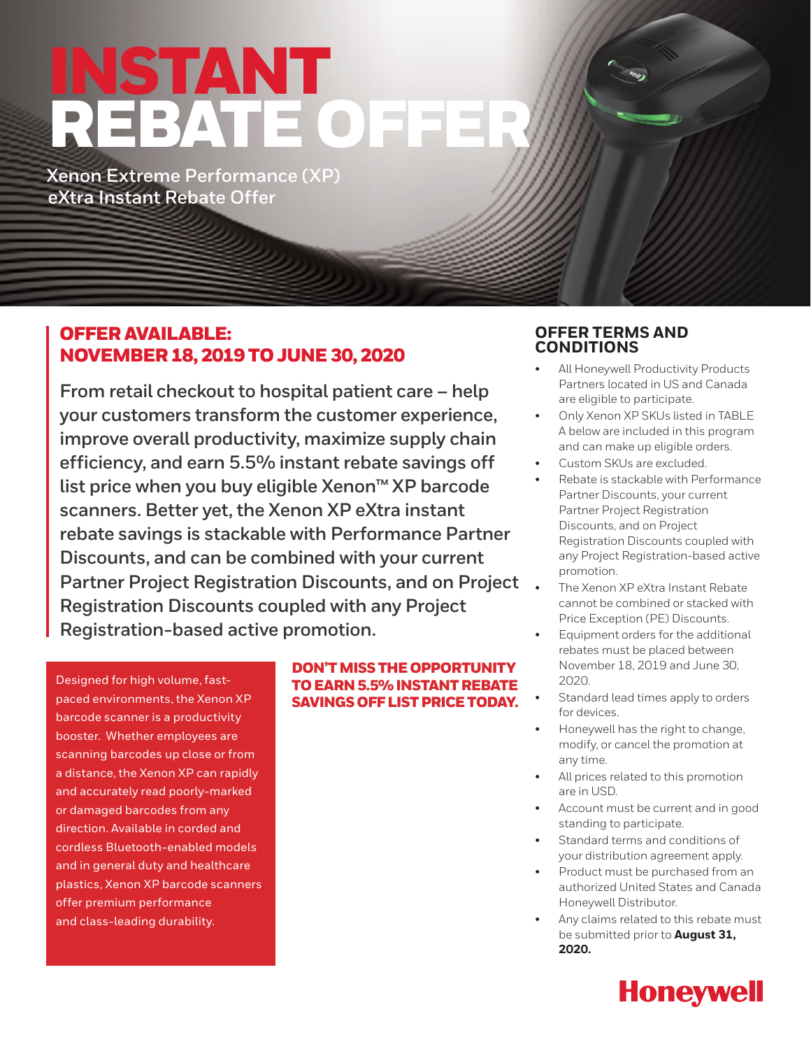# INSTANT REBATE OFFER

## Xenon Extreme Performance (XP) eXtra Instant Rebate Offer

## OFFER AVAILABLE: NOVEMBER 18, 2019 TO JUNE 30, 2020

**From retail checkout to hospital patient care – help your customers transform the customer experience, improve overall productivity, maximize supply chain efficiency, and earn 5.5% instant rebate savings off list price when you buy eligible Xenon™ XP barcode scanners. Better yet, the Xenon XP eXtra instant rebate savings is stackable with Performance Partner Discounts, and can be combined with your current Partner Project Registration Discounts, and on Project Registration Discounts coupled with any Project Registration-based active promotion.**

Designed for high volume, fast-paced environments, the Xenon XP barcode scanner is a productivity booster. Whether employees are scanning barcodes up close or from a distance, the Xenon XP can rapidly and accurately read poorly-marked or damaged barcodes from any direction. Available in corded and cordless Bluetooth-enabled models and in general duty and healthcare plastics, Xenon XP barcode scanners offer premium performance and class-leading durability.

**DON'T MISS THE OPPORTUNITY TO EARN 5.5% INSTANT REBATE SAVINGS OFF LIST PRICE TODAY.**

## OFFER TERMS AND CONDITIONS

- All Honeywell Productivity Products Partners located in US and Canada are eligible to participate.
- Only Xenon XP SKUs listed in TABLE A below are included in this program and can make up eligible orders.
- Custom SKUs are excluded.
- Rebate is stackable with Performance Partner Discounts, your current Partner Project Registration Discounts, and on Project Registration Discounts coupled with any Project Registration-based active promotion.
- The Xenon XP eXtra Instant Rebate cannot be combined or stacked with Price Exception (PE) Discounts.
- Equipment orders for the additional rebates must be placed between November 18, 2019 and June 30, 2020.
- Standard lead times apply to orders for devices.
- Honeywell has the right to change, modify, or cancel the promotion at any time.
- All prices related to this promotion are in USD.
- Account must be current and in good standing to participate.
- Standard terms and conditions of your distribution agreement apply.
- Product must be purchased from an authorized United States and Canada Honeywell Distributor.
- Any claims related to this rebate must be submitted prior to **August 31, 2020.**

Honeywell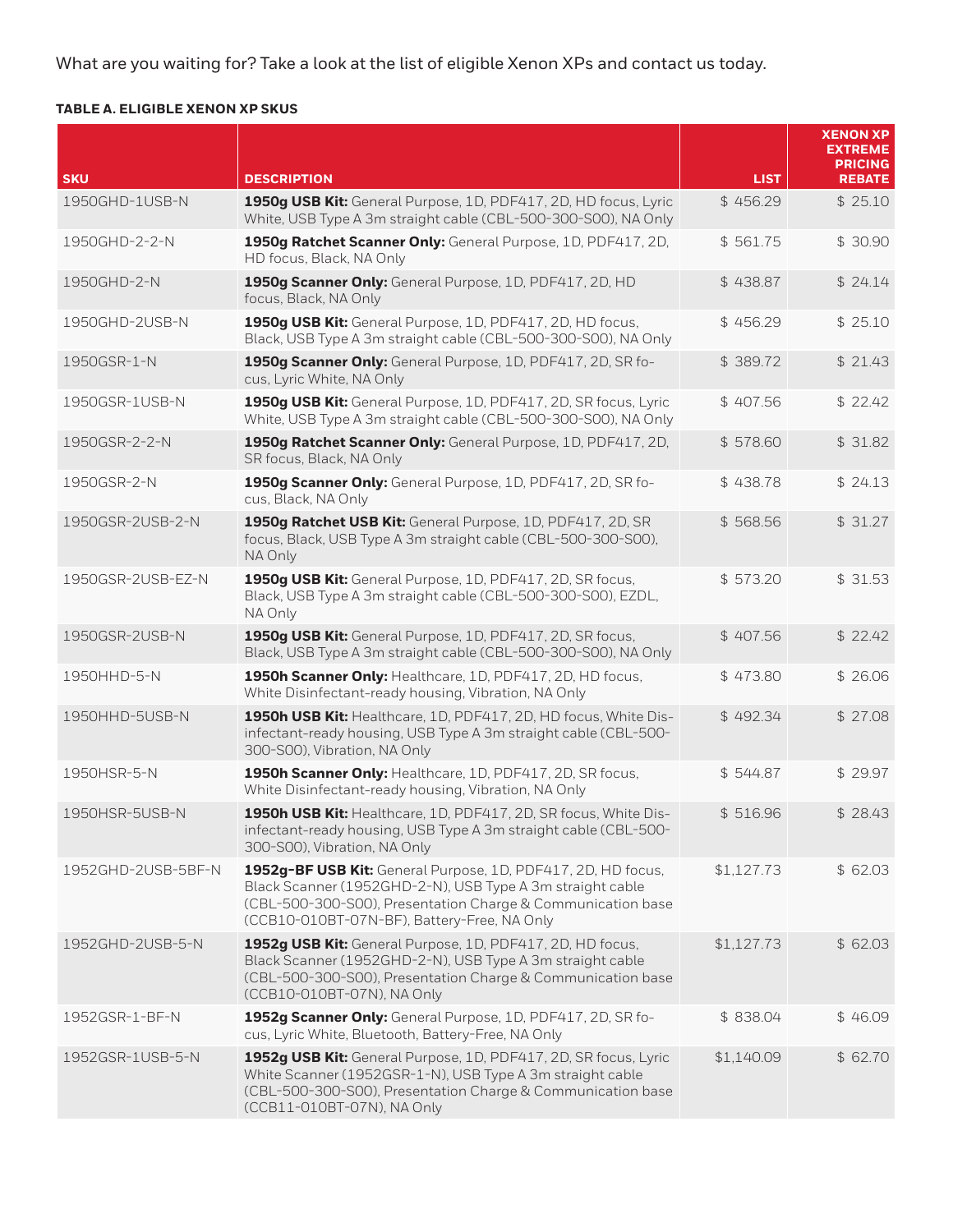What are you waiting for? Take a look at the list of eligible Xenon XPs and contact us today.

**TABLE A. ELIGIBLE XENON XP SKUS**

| SKU | DESCRIPTION | LIST | XENON XP EXTREME PRICING REBATE |
|---|---|---|---|
| 1950GHD-1USB-N | **1950g USB Kit:** General Purpose, 1D, PDF417, 2D, HD focus, Lyric White, USB Type A 3m straight cable (CBL-500-300-S00), NA Only | $ 456.29 | $ 25.10 |
| 1950GHD-2-2-N | **1950g Ratchet Scanner Only:** General Purpose, 1D, PDF417, 2D, HD focus, Black, NA Only | $ 561.75 | $ 30.90 |
| 1950GHD-2-N | **1950g Scanner Only:** General Purpose, 1D, PDF417, 2D, HD focus, Black, NA Only | $ 438.87 | $ 24.14 |
| 1950GHD-2USB-N | **1950g USB Kit:** General Purpose, 1D, PDF417, 2D, HD focus, Black, USB Type A 3m straight cable (CBL-500-300-S00), NA Only | $ 456.29 | $ 25.10 |
| 1950GSR-1-N | **1950g Scanner Only:** General Purpose, 1D, PDF417, 2D, SR focus, Lyric White, NA Only | $ 389.72 | $ 21.43 |
| 1950GSR-1USB-N | **1950g USB Kit:** General Purpose, 1D, PDF417, 2D, SR focus, Lyric White, USB Type A 3m straight cable (CBL-500-300-S00), NA Only | $ 407.56 | $ 22.42 |
| 1950GSR-2-2-N | **1950g Ratchet Scanner Only:** General Purpose, 1D, PDF417, 2D, SR focus, Black, NA Only | $ 578.60 | $ 31.82 |
| 1950GSR-2-N | **1950g Scanner Only:** General Purpose, 1D, PDF417, 2D, SR focus, Black, NA Only | $ 438.78 | $ 24.13 |
| 1950GSR-2USB-2-N | **1950g Ratchet USB Kit:** General Purpose, 1D, PDF417, 2D, SR focus, Black, USB Type A 3m straight cable (CBL-500-300-S00), NA Only | $ 568.56 | $ 31.27 |
| 1950GSR-2USB-EZ-N | **1950g USB Kit:** General Purpose, 1D, PDF417, 2D, SR focus, Black, USB Type A 3m straight cable (CBL-500-300-S00), EZDL, NA Only | $ 573.20 | $ 31.53 |
| 1950GSR-2USB-N | **1950g USB Kit:** General Purpose, 1D, PDF417, 2D, SR focus, Black, USB Type A 3m straight cable (CBL-500-300-S00), NA Only | $ 407.56 | $ 22.42 |
| 1950HHD-5-N | **1950h Scanner Only:** Healthcare, 1D, PDF417, 2D, HD focus, White Disinfectant-ready housing, Vibration, NA Only | $ 473.80 | $ 26.06 |
| 1950HHD-5USB-N | **1950h USB Kit:** Healthcare, 1D, PDF417, 2D, HD focus, White Disinfectant-ready housing, USB Type A 3m straight cable (CBL-500-300-S00), Vibration, NA Only | $ 492.34 | $ 27.08 |
| 1950HSR-5-N | **1950h Scanner Only:** Healthcare, 1D, PDF417, 2D, SR focus, White Disinfectant-ready housing, Vibration, NA Only | $ 544.87 | $ 29.97 |
| 1950HSR-5USB-N | **1950h USB Kit:** Healthcare, 1D, PDF417, 2D, SR focus, White Disinfectant-ready housing, USB Type A 3m straight cable (CBL-500-300-S00), Vibration, NA Only | $ 516.96 | $ 28.43 |
| 1952GHD-2USB-5BF-N | **1952g-BF USB Kit:** General Purpose, 1D, PDF417, 2D, HD focus, Black Scanner (1952GHD-2-N), USB Type A 3m straight cable (CBL-500-300-S00), Presentation Charge & Communication base (CCB10-010BT-07N-BF), Battery-Free, NA Only | $1,127.73 | $ 62.03 |
| 1952GHD-2USB-5-N | **1952g USB Kit:** General Purpose, 1D, PDF417, 2D, HD focus, Black Scanner (1952GHD-2-N), USB Type A 3m straight cable (CBL-500-300-S00), Presentation Charge & Communication base (CCB10-010BT-07N), NA Only | $1,127.73 | $ 62.03 |
| 1952GSR-1-BF-N | **1952g Scanner Only:** General Purpose, 1D, PDF417, 2D, SR focus, Lyric White, Bluetooth, Battery-Free, NA Only | $ 838.04 | $ 46.09 |
| 1952GSR-1USB-5-N | **1952g USB Kit:** General Purpose, 1D, PDF417, 2D, SR focus, Lyric White Scanner (1952GSR-1-N), USB Type A 3m straight cable (CBL-500-300-S00), Presentation Charge & Communication base (CCB11-010BT-07N), NA Only | $1,140.09 | $ 62.70 |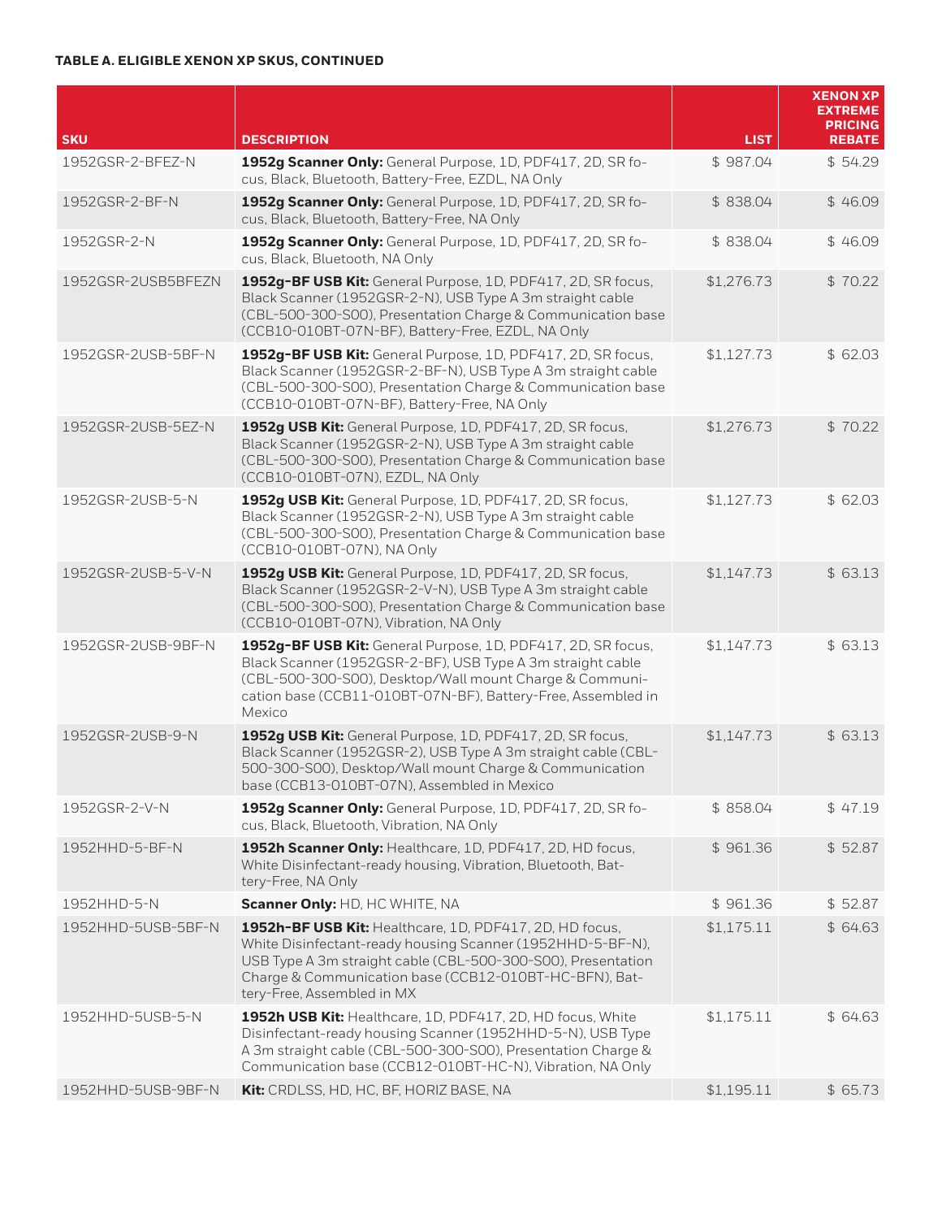#### TABLE A. ELIGIBLE XENON XP SKUS, CONTINUED

| SKU | DESCRIPTION | LIST | XENON XP EXTREME PRICING REBATE |
|---|---|---|---|
| 1952GSR-2-BFEZ-N | **1952g Scanner Only:** General Purpose, 1D, PDF417, 2D, SR focus, Black, Bluetooth, Battery-Free, EZDL, NA Only | $ 987.04 | $ 54.29 |
| 1952GSR-2-BF-N | **1952g Scanner Only:** General Purpose, 1D, PDF417, 2D, SR focus, Black, Bluetooth, Battery-Free, NA Only | $ 838.04 | $ 46.09 |
| 1952GSR-2-N | **1952g Scanner Only:** General Purpose, 1D, PDF417, 2D, SR focus, Black, Bluetooth, NA Only | $ 838.04 | $ 46.09 |
| 1952GSR-2USB5BFEZN | **1952g-BF USB Kit:** General Purpose, 1D, PDF417, 2D, SR focus, Black Scanner (1952GSR-2-N), USB Type A 3m straight cable (CBL-500-300-S00), Presentation Charge & Communication base (CCB10-010BT-07N-BF), Battery-Free, EZDL, NA Only | $1,276.73 | $ 70.22 |
| 1952GSR-2USB-5BF-N | **1952g-BF USB Kit:** General Purpose, 1D, PDF417, 2D, SR focus, Black Scanner (1952GSR-2-BF-N), USB Type A 3m straight cable (CBL-500-300-S00), Presentation Charge & Communication base (CCB10-010BT-07N-BF), Battery-Free, NA Only | $1,127.73 | $ 62.03 |
| 1952GSR-2USB-5EZ-N | **1952g USB Kit:** General Purpose, 1D, PDF417, 2D, SR focus, Black Scanner (1952GSR-2-N), USB Type A 3m straight cable (CBL-500-300-S00), Presentation Charge & Communication base (CCB10-010BT-07N), EZDL, NA Only | $1,276.73 | $ 70.22 |
| 1952GSR-2USB-5-N | **1952g USB Kit:** General Purpose, 1D, PDF417, 2D, SR focus, Black Scanner (1952GSR-2-N), USB Type A 3m straight cable (CBL-500-300-S00), Presentation Charge & Communication base (CCB10-010BT-07N), NA Only | $1,127.73 | $ 62.03 |
| 1952GSR-2USB-5-V-N | **1952g USB Kit:** General Purpose, 1D, PDF417, 2D, SR focus, Black Scanner (1952GSR-2-V-N), USB Type A 3m straight cable (CBL-500-300-S00), Presentation Charge & Communication base (CCB10-010BT-07N), Vibration, NA Only | $1,147.73 | $ 63.13 |
| 1952GSR-2USB-9BF-N | **1952g-BF USB Kit:** General Purpose, 1D, PDF417, 2D, SR focus, Black Scanner (1952GSR-2-BF), USB Type A 3m straight cable (CBL-500-300-S00), Desktop/Wall mount Charge & Communication base (CCB11-010BT-07N-BF), Battery-Free, Assembled in Mexico | $1,147.73 | $ 63.13 |
| 1952GSR-2USB-9-N | **1952g USB Kit:** General Purpose, 1D, PDF417, 2D, SR focus, Black Scanner (1952GSR-2), USB Type A 3m straight cable (CBL-500-300-S00), Desktop/Wall mount Charge & Communication base (CCB13-010BT-07N), Assembled in Mexico | $1,147.73 | $ 63.13 |
| 1952GSR-2-V-N | **1952g Scanner Only:** General Purpose, 1D, PDF417, 2D, SR focus, Black, Bluetooth, Vibration, NA Only | $ 858.04 | $ 47.19 |
| 1952HHD-5-BF-N | **1952h Scanner Only:** Healthcare, 1D, PDF417, 2D, HD focus, White Disinfectant-ready housing, Vibration, Bluetooth, Battery-Free, NA Only | $ 961.36 | $ 52.87 |
| 1952HHD-5-N | **Scanner Only:** HD, HC WHITE, NA | $ 961.36 | $ 52.87 |
| 1952HHD-5USB-5BF-N | **1952h-BF USB Kit:** Healthcare, 1D, PDF417, 2D, HD focus, White Disinfectant-ready housing Scanner (1952HHD-5-BF-N), USB Type A 3m straight cable (CBL-500-300-S00), Presentation Charge & Communication base (CCB12-010BT-HC-BFN), Battery-Free, Assembled in MX | $1,175.11 | $ 64.63 |
| 1952HHD-5USB-5-N | **1952h USB Kit:** Healthcare, 1D, PDF417, 2D, HD focus, White Disinfectant-ready housing Scanner (1952HHD-5-N), USB Type A 3m straight cable (CBL-500-300-S00), Presentation Charge & Communication base (CCB12-010BT-HC-N), Vibration, NA Only | $1,175.11 | $ 64.63 |
| 1952HHD-5USB-9BF-N | **Kit:** CRDLSS, HD, HC, BF, HORIZ BASE, NA | $1,195.11 | $ 65.73 |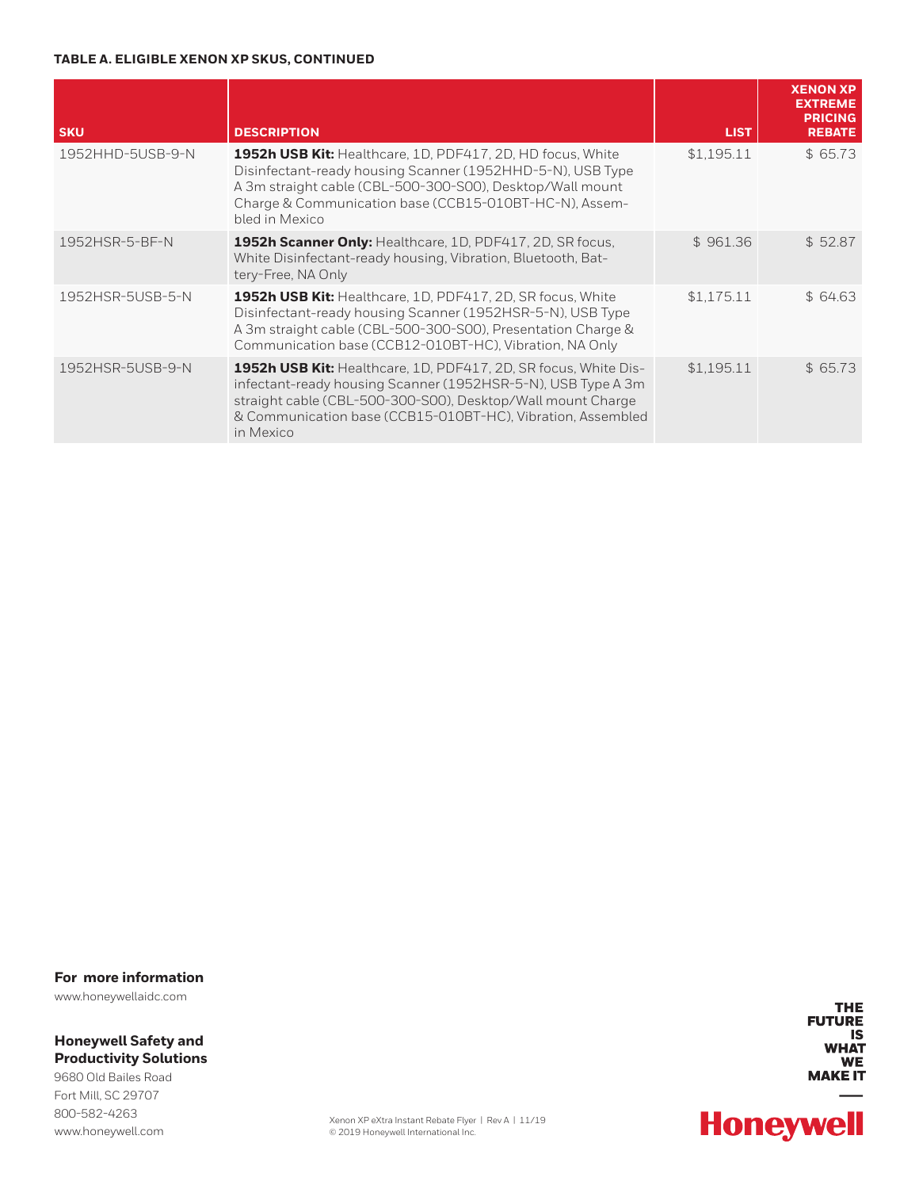**TABLE A. ELIGIBLE XENON XP SKUS, CONTINUED**

| SKU | DESCRIPTION | LIST | XENON XP EXTREME PRICING REBATE |
|---|---|---|---|
| 1952HHD-5USB-9-N | **1952h USB Kit:** Healthcare, 1D, PDF417, 2D, HD focus, White Disinfectant-ready housing Scanner (1952HHD-5-N), USB Type A 3m straight cable (CBL-500-300-S00), Desktop/Wall mount Charge & Communication base (CCB15-010BT-HC-N), Assembled in Mexico | $1,195.11 | $ 65.73 |
| 1952HSR-5-BF-N | **1952h Scanner Only:** Healthcare, 1D, PDF417, 2D, SR focus, White Disinfectant-ready housing, Vibration, Bluetooth, Battery-Free, NA Only | $ 961.36 | $ 52.87 |
| 1952HSR-5USB-5-N | **1952h USB Kit:** Healthcare, 1D, PDF417, 2D, SR focus, White Disinfectant-ready housing Scanner (1952HSR-5-N), USB Type A 3m straight cable (CBL-500-300-S00), Presentation Charge & Communication base (CCB12-010BT-HC), Vibration, NA Only | $1,175.11 | $ 64.63 |
| 1952HSR-5USB-9-N | **1952h USB Kit:** Healthcare, 1D, PDF417, 2D, SR focus, White Disinfectant-ready housing Scanner (1952HSR-5-N), USB Type A 3m straight cable (CBL-500-300-S00), Desktop/Wall mount Charge & Communication base (CCB15-010BT-HC), Vibration, Assembled in Mexico | $1,195.11 | $ 65.73 |

**For more information**

www.honeywellaidc.com

**Honeywell Safety and Productivity Solutions**

9680 Old Bailes Road
Fort Mill, SC 29707
800-582-4263
www.honeywell.com

Xenon XP eXtra Instant Rebate Flyer | Rev A | 11/19
© 2019 Honeywell International Inc.

THE FUTURE IS WHAT WE MAKE IT

Honeywell